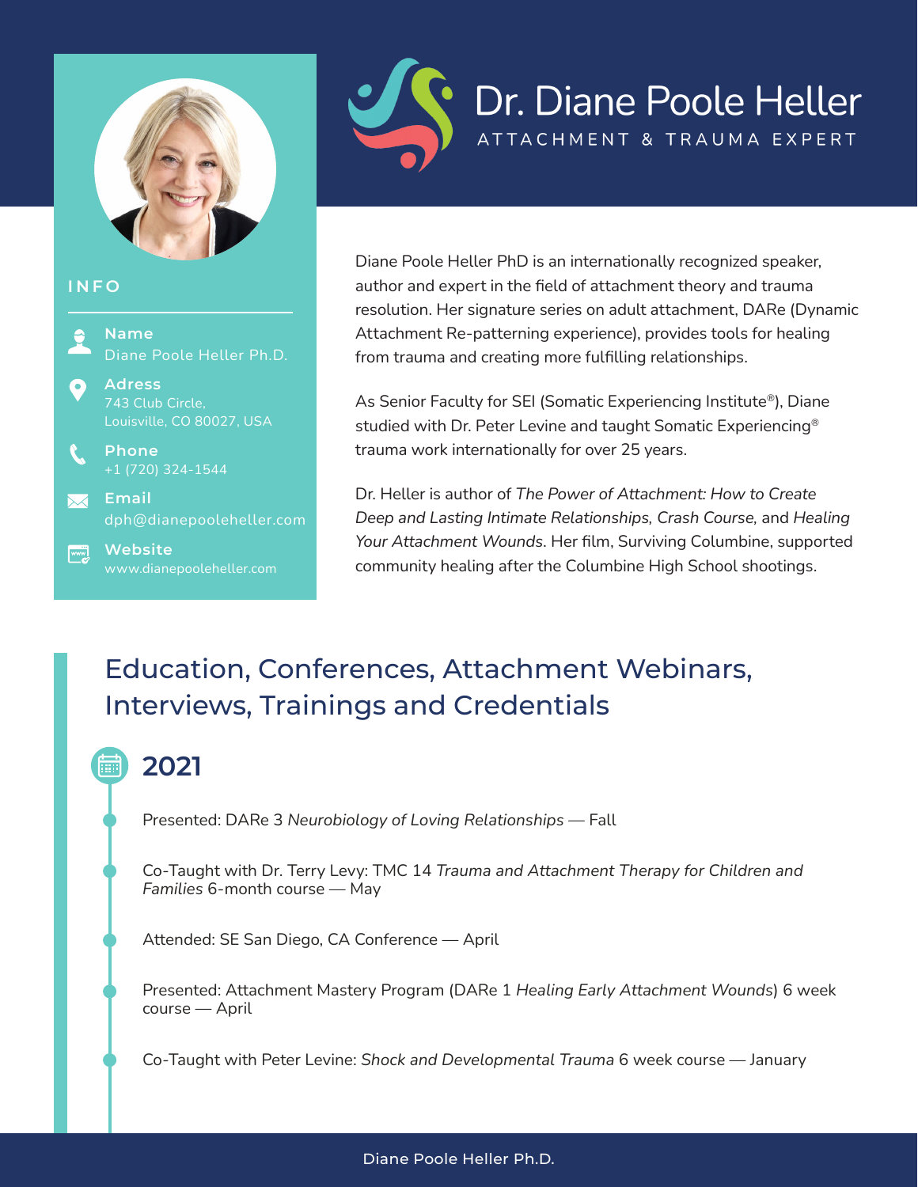# Dr. Diane Poole Heller

ATTACHMENT & TRAUMA EXPERT

## INFO

**Name**
Diane Poole Heller Ph.D.

**Adress**
743 Club Circle,
Louisville, CO 80027, USA

**Phone**
+1 (720) 324-1544

**Email**
dph@dianepooleheller.com

**Website**
www.dianepooleheller.com

Diane Poole Heller PhD is an internationally recognized speaker, author and expert in the field of attachment theory and trauma resolution. Her signature series on adult attachment, DARe (Dynamic Attachment Re-patterning experience), provides tools for healing from trauma and creating more fulfilling relationships.

As Senior Faculty for SEI (Somatic Experiencing Institute®), Diane studied with Dr. Peter Levine and taught Somatic Experiencing® trauma work internationally for over 25 years.

Dr. Heller is author of *The Power of Attachment: How to Create Deep and Lasting Intimate Relationships, Crash Course,* and *Healing Your Attachment Wounds*. Her film, Surviving Columbine, supported community healing after the Columbine High School shootings.

## Education, Conferences, Attachment Webinars, Interviews, Trainings and Credentials

### 2021

- Presented: DARe 3 *Neurobiology of Loving Relationships* — Fall
- Co-Taught with Dr. Terry Levy: TMC 14 *Trauma and Attachment Therapy for Children and Families* 6-month course — May
- Attended: SE San Diego, CA Conference — April
- Presented: Attachment Mastery Program (DARe 1 *Healing Early Attachment Wounds*) 6 week course — April
- Co-Taught with Peter Levine: *Shock and Developmental Trauma* 6 week course — January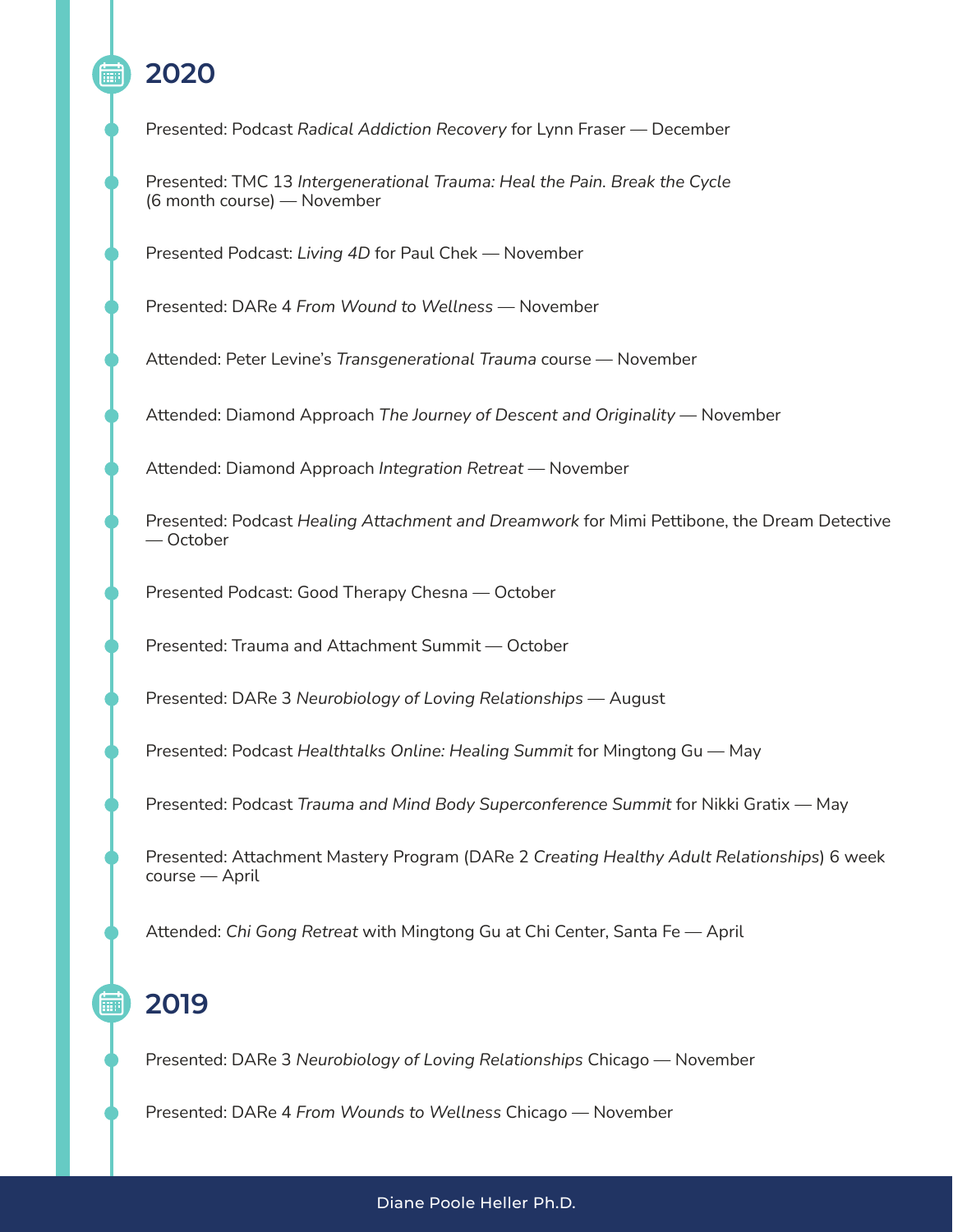## 2020

- Presented: Podcast *Radical Addiction Recovery* for Lynn Fraser — December
- Presented: TMC 13 *Intergenerational Trauma: Heal the Pain. Break the Cycle* (6 month course) — November
- Presented Podcast: *Living 4D* for Paul Chek — November
- Presented: DARe 4 *From Wound to Wellness* — November
- Attended: Peter Levine's *Transgenerational Trauma* course — November
- Attended: Diamond Approach *The Journey of Descent and Originality* — November
- Attended: Diamond Approach *Integration Retreat* — November
- Presented: Podcast *Healing Attachment and Dreamwork* for Mimi Pettibone, the Dream Detective — October
- Presented Podcast: Good Therapy Chesna — October
- Presented: Trauma and Attachment Summit — October
- Presented: DARe 3 *Neurobiology of Loving Relationships* — August
- Presented: Podcast *Healthtalks Online: Healing Summit* for Mingtong Gu — May
- Presented: Podcast *Trauma and Mind Body Superconference Summit* for Nikki Gratix — May
- Presented: Attachment Mastery Program (DARe 2 *Creating Healthy Adult Relationships*) 6 week course — April
- Attended: *Chi Gong Retreat* with Mingtong Gu at Chi Center, Santa Fe — April

## 2019

- Presented: DARe 3 *Neurobiology of Loving Relationships* Chicago — November
- Presented: DARe 4 *From Wounds to Wellness* Chicago — November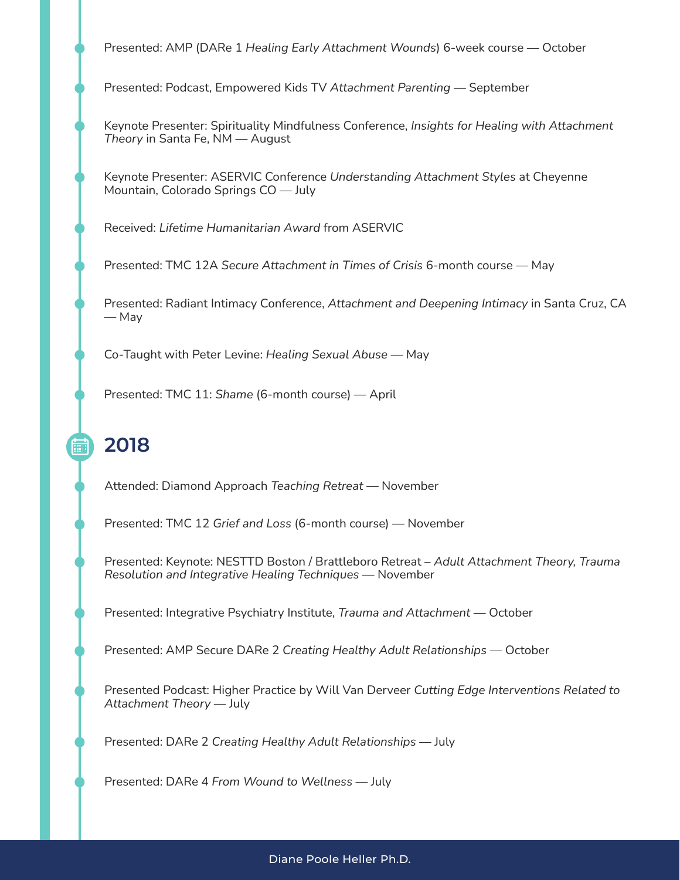- Presented: AMP (DARe 1 *Healing Early Attachment Wounds*) 6-week course — October
- Presented: Podcast, Empowered Kids TV *Attachment Parenting* — September
- Keynote Presenter: Spirituality Mindfulness Conference, *Insights for Healing with Attachment Theory* in Santa Fe, NM — August
- Keynote Presenter: ASERVIC Conference *Understanding Attachment Styles* at Cheyenne Mountain, Colorado Springs CO — July
- Received: *Lifetime Humanitarian Award* from ASERVIC
- Presented: TMC 12A *Secure Attachment in Times of Crisis* 6-month course — May
- Presented: Radiant Intimacy Conference, *Attachment and Deepening Intimacy* in Santa Cruz, CA — May
- Co-Taught with Peter Levine: *Healing Sexual Abuse* — May
- Presented: TMC 11: *Shame* (6-month course) — April

## 2018

- Attended: Diamond Approach *Teaching Retreat* — November
- Presented: TMC 12 *Grief and Loss* (6-month course) — November
- Presented: Keynote: NESTTD Boston / Brattleboro Retreat – *Adult Attachment Theory, Trauma Resolution and Integrative Healing Techniques* — November
- Presented: Integrative Psychiatry Institute, *Trauma and Attachment* — October
- Presented: AMP Secure DARe 2 *Creating Healthy Adult Relationships* — October
- Presented Podcast: Higher Practice by Will Van Derveer *Cutting Edge Interventions Related to Attachment Theory* — July
- Presented: DARe 2 *Creating Healthy Adult Relationships* — July
- Presented: DARe 4 *From Wound to Wellness* — July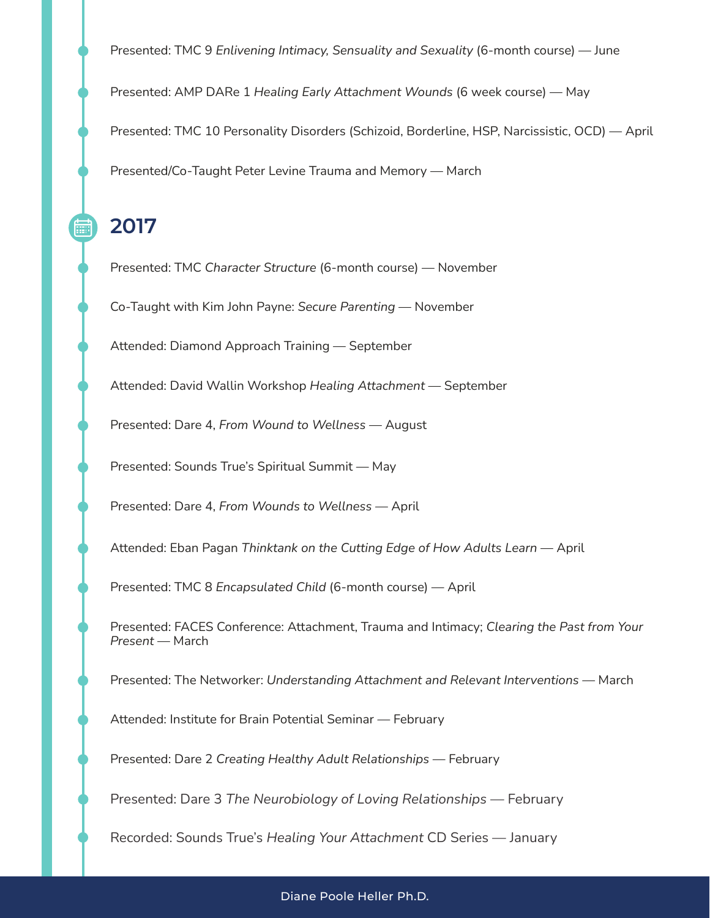- Presented: TMC 9 *Enlivening Intimacy, Sensuality and Sexuality* (6-month course) — June
- Presented: AMP DARe 1 *Healing Early Attachment Wounds* (6 week course) — May
- Presented: TMC 10 Personality Disorders (Schizoid, Borderline, HSP, Narcissistic, OCD) — April
- Presented/Co-Taught Peter Levine Trauma and Memory — March

## 2017

- Presented: TMC *Character Structure* (6-month course) — November
- Co-Taught with Kim John Payne: *Secure Parenting* — November
- Attended: Diamond Approach Training — September
- Attended: David Wallin Workshop *Healing Attachment* — September
- Presented: Dare 4, *From Wound to Wellness* — August
- Presented: Sounds True's Spiritual Summit — May
- Presented: Dare 4, *From Wounds to Wellness* — April
- Attended: Eban Pagan *Thinktank on the Cutting Edge of How Adults Learn* — April
- Presented: TMC 8 *Encapsulated Child* (6-month course) — April
- Presented: FACES Conference: Attachment, Trauma and Intimacy; *Clearing the Past from Your Present* — March
- Presented: The Networker: *Understanding Attachment and Relevant Interventions* — March
- Attended: Institute for Brain Potential Seminar — February
- Presented: Dare 2 *Creating Healthy Adult Relationships* — February
- Presented: Dare 3 *The Neurobiology of Loving Relationships* — February
- Recorded: Sounds True's *Healing Your Attachment* CD Series — January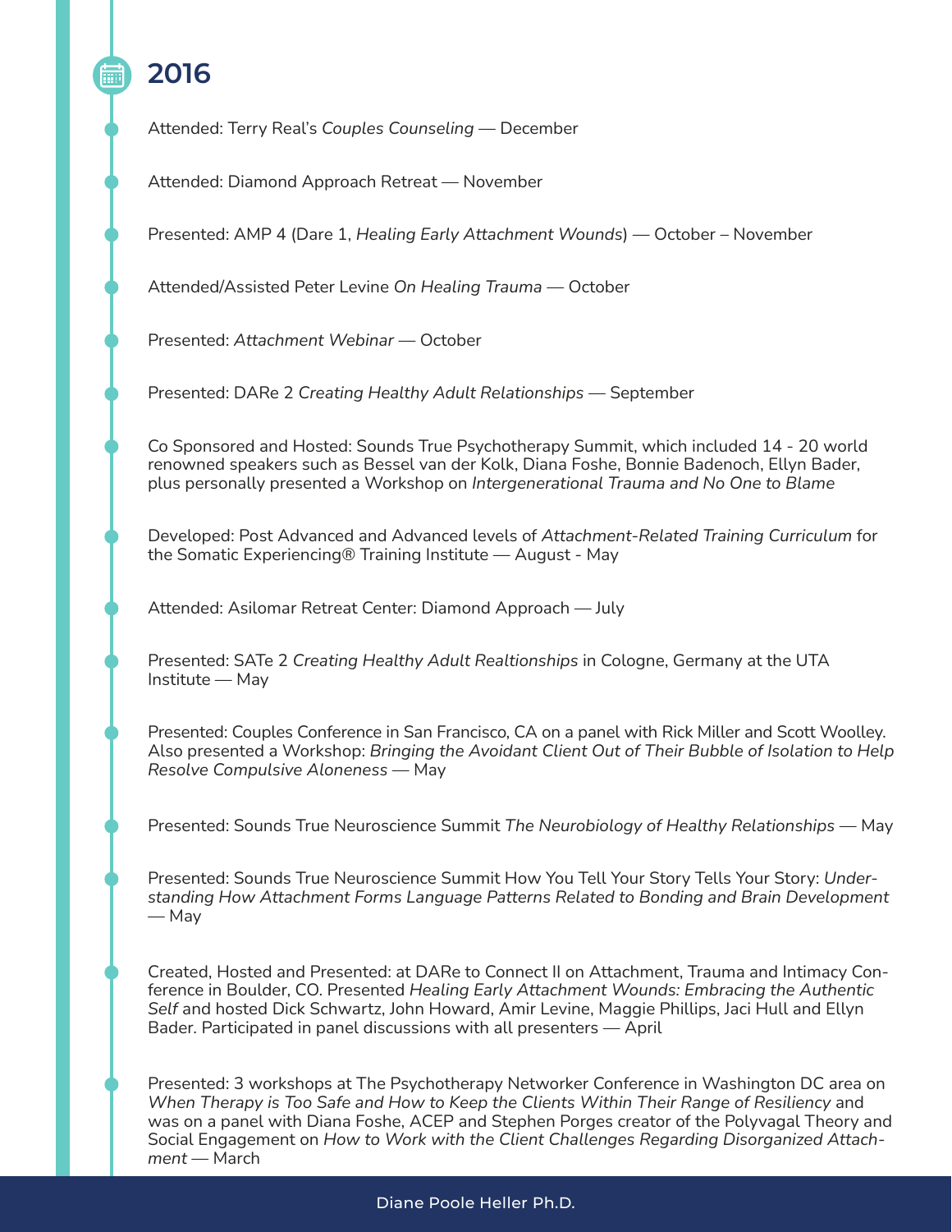## 2016

- Attended: Terry Real's *Couples Counseling* — December

- Attended: Diamond Approach Retreat — November

- Presented: AMP 4 (Dare 1, *Healing Early Attachment Wounds*) — October – November

- Attended/Assisted Peter Levine *On Healing Trauma* — October

- Presented: *Attachment Webinar* — October

- Presented: DARe 2 *Creating Healthy Adult Relationships* — September

- Co Sponsored and Hosted: Sounds True Psychotherapy Summit, which included 14 - 20 world renowned speakers such as Bessel van der Kolk, Diana Foshe, Bonnie Badenoch, Ellyn Bader, plus personally presented a Workshop on *Intergenerational Trauma and No One to Blame*

- Developed: Post Advanced and Advanced levels of *Attachment-Related Training Curriculum* for the Somatic Experiencing® Training Institute — August - May

- Attended: Asilomar Retreat Center: Diamond Approach — July

- Presented: SATe 2 *Creating Healthy Adult Realtionships* in Cologne, Germany at the UTA Institute — May

- Presented: Couples Conference in San Francisco, CA on a panel with Rick Miller and Scott Woolley. Also presented a Workshop: *Bringing the Avoidant Client Out of Their Bubble of Isolation to Help Resolve Compulsive Aloneness* — May

- Presented: Sounds True Neuroscience Summit *The Neurobiology of Healthy Relationships* — May

- Presented: Sounds True Neuroscience Summit How You Tell Your Story Tells Your Story: *Understanding How Attachment Forms Language Patterns Related to Bonding and Brain Development* — May

- Created, Hosted and Presented: at DARe to Connect II on Attachment, Trauma and Intimacy Conference in Boulder, CO. Presented *Healing Early Attachment Wounds: Embracing the Authentic Self* and hosted Dick Schwartz, John Howard, Amir Levine, Maggie Phillips, Jaci Hull and Ellyn Bader. Participated in panel discussions with all presenters — April

- Presented: 3 workshops at The Psychotherapy Networker Conference in Washington DC area on *When Therapy is Too Safe and How to Keep the Clients Within Their Range of Resiliency* and was on a panel with Diana Foshe, ACEP and Stephen Porges creator of the Polyvagal Theory and Social Engagement on *How to Work with the Client Challenges Regarding Disorganized Attachment* — March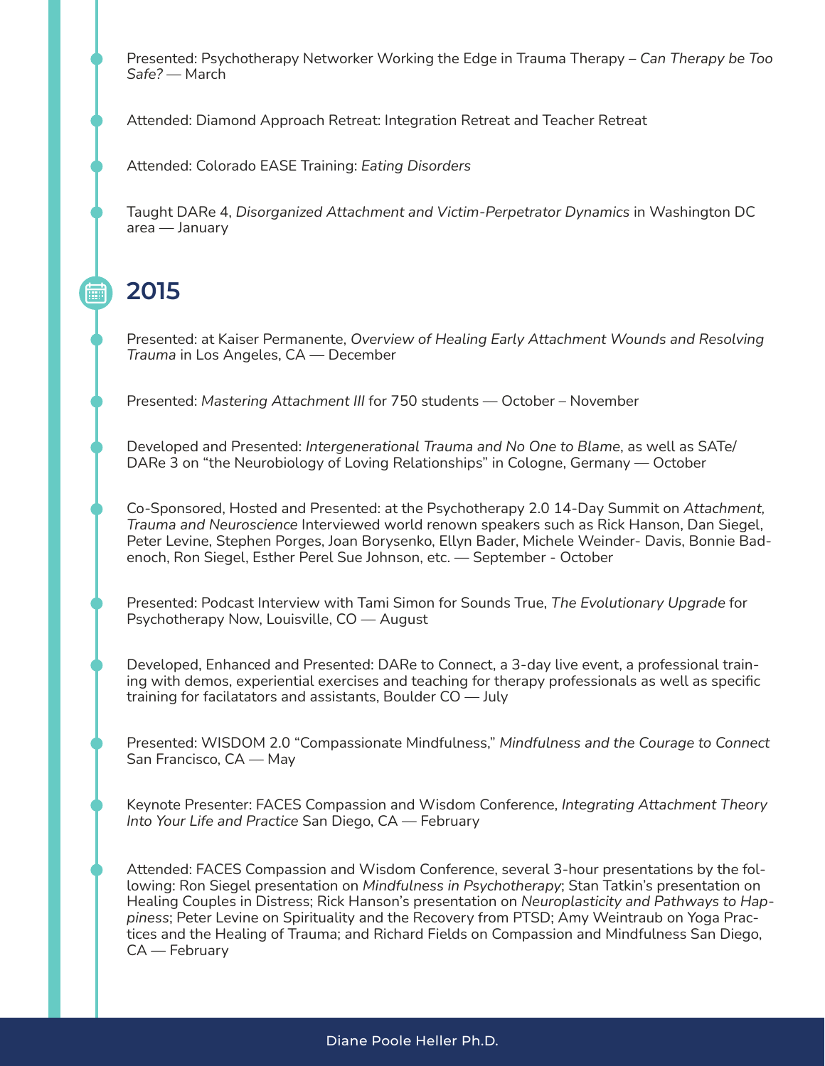- Presented: Psychotherapy Networker Working the Edge in Trauma Therapy – *Can Therapy be Too Safe?* — March

- Attended: Diamond Approach Retreat: Integration Retreat and Teacher Retreat

- Attended: Colorado EASE Training: *Eating Disorders*

- Taught DARe 4, *Disorganized Attachment and Victim-Perpetrator Dynamics* in Washington DC area — January

## 2015

- Presented: at Kaiser Permanente, *Overview of Healing Early Attachment Wounds and Resolving Trauma* in Los Angeles, CA — December

- Presented: *Mastering Attachment III* for 750 students — October – November

- Developed and Presented: *Intergenerational Trauma and No One to Blame*, as well as SATe/ DARe 3 on "the Neurobiology of Loving Relationships" in Cologne, Germany — October

- Co-Sponsored, Hosted and Presented: at the Psychotherapy 2.0 14-Day Summit on *Attachment, Trauma and Neuroscience* Interviewed world renown speakers such as Rick Hanson, Dan Siegel, Peter Levine, Stephen Porges, Joan Borysenko, Ellyn Bader, Michele Weinder- Davis, Bonnie Badenoch, Ron Siegel, Esther Perel Sue Johnson, etc. — September - October

- Presented: Podcast Interview with Tami Simon for Sounds True, *The Evolutionary Upgrade* for Psychotherapy Now, Louisville, CO — August

- Developed, Enhanced and Presented: DARe to Connect, a 3-day live event, a professional training with demos, experiential exercises and teaching for therapy professionals as well as specific training for facilatators and assistants, Boulder CO — July

- Presented: WISDOM 2.0 "Compassionate Mindfulness," *Mindfulness and the Courage to Connect* San Francisco, CA — May

- Keynote Presenter: FACES Compassion and Wisdom Conference, *Integrating Attachment Theory Into Your Life and Practice* San Diego, CA — February

- Attended: FACES Compassion and Wisdom Conference, several 3-hour presentations by the following: Ron Siegel presentation on *Mindfulness in Psychotherapy*; Stan Tatkin's presentation on Healing Couples in Distress; Rick Hanson's presentation on *Neuroplasticity and Pathways to Happiness*; Peter Levine on Spirituality and the Recovery from PTSD; Amy Weintraub on Yoga Practices and the Healing of Trauma; and Richard Fields on Compassion and Mindfulness San Diego, CA — February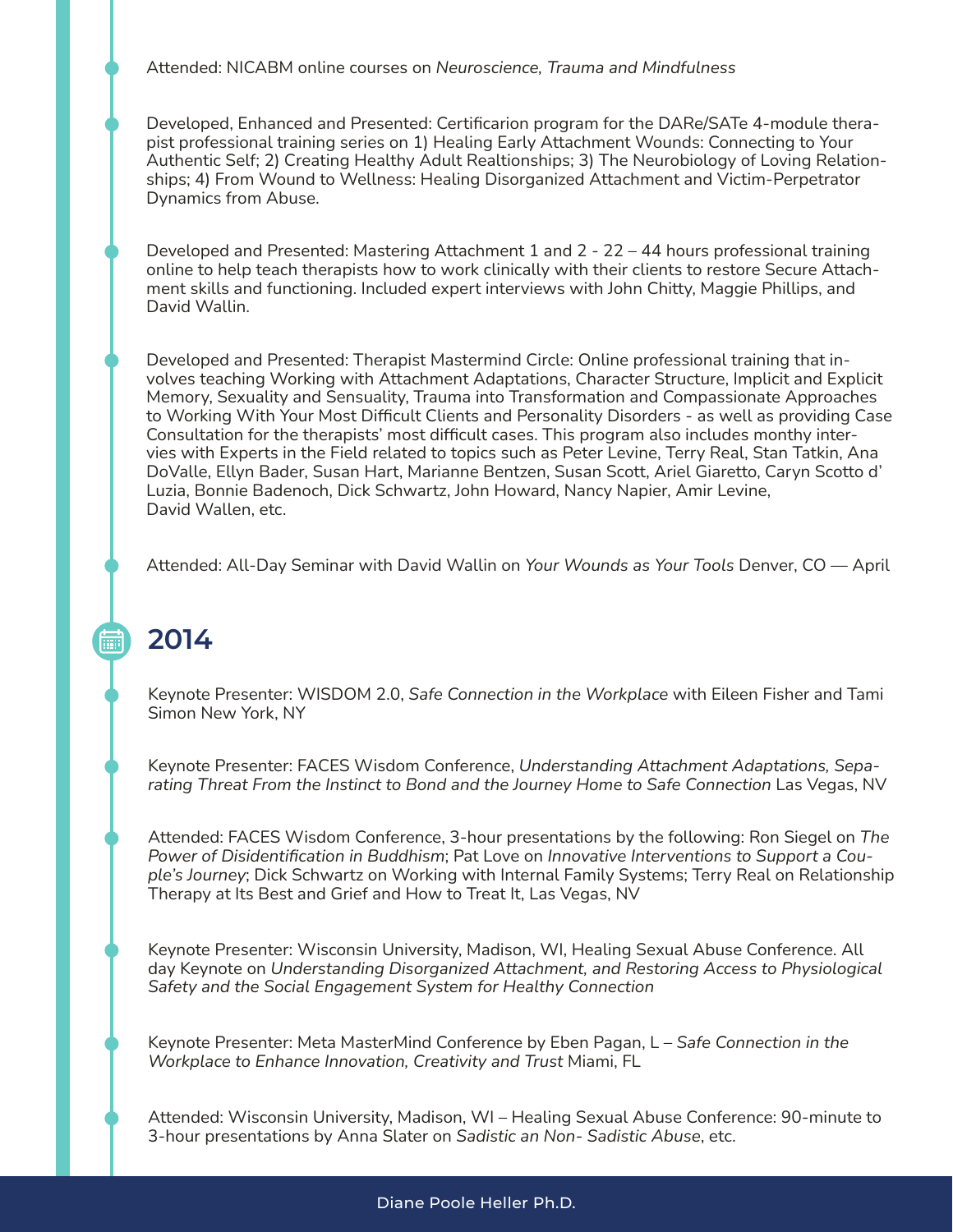Attended: NICABM online courses on *Neuroscience, Trauma and Mindfulness*

Developed, Enhanced and Presented: Certificarion program for the DARe/SATe 4-module therapist professional training series on 1) Healing Early Attachment Wounds: Connecting to Your Authentic Self; 2) Creating Healthy Adult Realtionships; 3) The Neurobiology of Loving Relationships; 4) From Wound to Wellness: Healing Disorganized Attachment and Victim-Perpetrator Dynamics from Abuse.

Developed and Presented: Mastering Attachment 1 and 2 - 22 – 44 hours professional training online to help teach therapists how to work clinically with their clients to restore Secure Attachment skills and functioning. Included expert interviews with John Chitty, Maggie Phillips, and David Wallin.

Developed and Presented: Therapist Mastermind Circle: Online professional training that involves teaching Working with Attachment Adaptations, Character Structure, Implicit and Explicit Memory, Sexuality and Sensuality, Trauma into Transformation and Compassionate Approaches to Working With Your Most Difficult Clients and Personality Disorders - as well as providing Case Consultation for the therapists' most difficult cases. This program also includes monthy intervies with Experts in the Field related to topics such as Peter Levine, Terry Real, Stan Tatkin, Ana DoValle, Ellyn Bader, Susan Hart, Marianne Bentzen, Susan Scott, Ariel Giaretto, Caryn Scotto d' Luzia, Bonnie Badenoch, Dick Schwartz, John Howard, Nancy Napier, Amir Levine, David Wallen, etc.

Attended: All-Day Seminar with David Wallin on *Your Wounds as Your Tools* Denver, CO — April

## 2014

Keynote Presenter: WISDOM 2.0, *Safe Connection in the Workplace* with Eileen Fisher and Tami Simon New York, NY

Keynote Presenter: FACES Wisdom Conference, *Understanding Attachment Adaptations, Separating Threat From the Instinct to Bond and the Journey Home to Safe Connection* Las Vegas, NV

Attended: FACES Wisdom Conference, 3-hour presentations by the following: Ron Siegel on *The Power of Disidentification in Buddhism*; Pat Love on *Innovative Interventions to Support a Couple's Journey*; Dick Schwartz on Working with Internal Family Systems; Terry Real on Relationship Therapy at Its Best and Grief and How to Treat It, Las Vegas, NV

Keynote Presenter: Wisconsin University, Madison, WI, Healing Sexual Abuse Conference. All day Keynote on *Understanding Disorganized Attachment, and Restoring Access to Physiological Safety and the Social Engagement System for Healthy Connection*

Keynote Presenter: Meta MasterMind Conference by Eben Pagan, L – *Safe Connection in the Workplace to Enhance Innovation, Creativity and Trust* Miami, FL

Attended: Wisconsin University, Madison, WI – Healing Sexual Abuse Conference: 90-minute to 3-hour presentations by Anna Slater on *Sadistic an Non- Sadistic Abuse*, etc.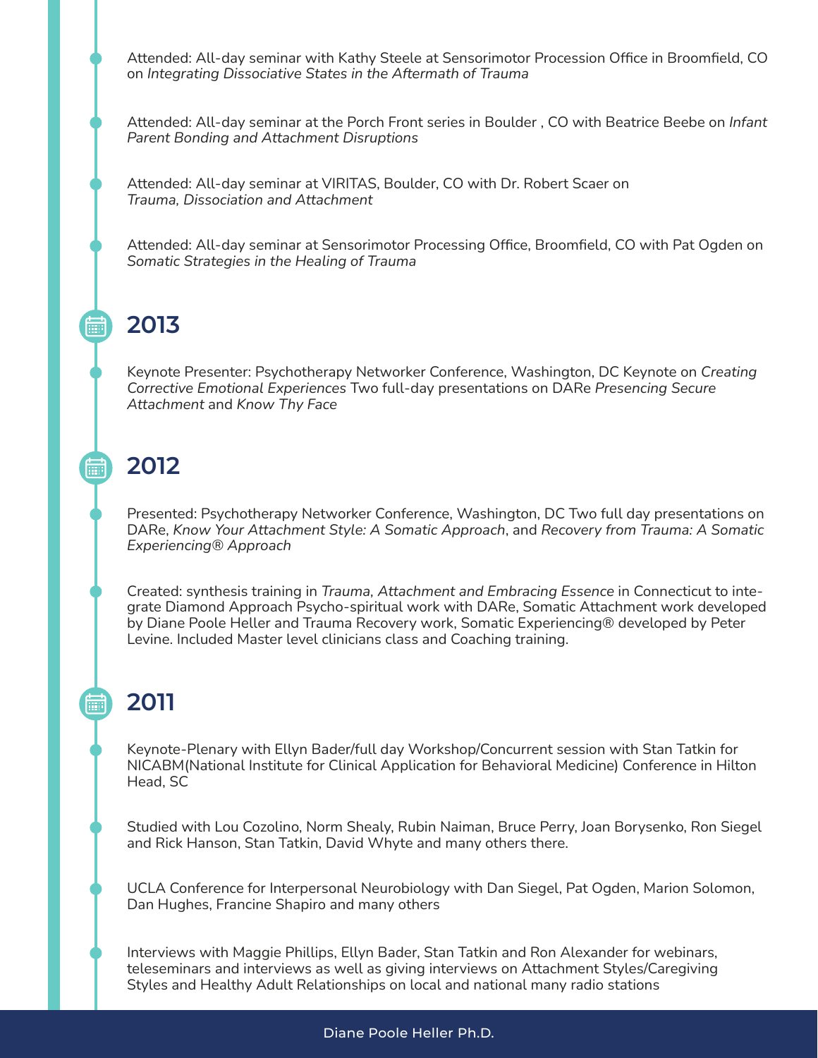Attended: All-day seminar with Kathy Steele at Sensorimotor Procession Office in Broomfield, CO on *Integrating Dissociative States in the Aftermath of Trauma*

Attended: All-day seminar at the Porch Front series in Boulder , CO with Beatrice Beebe on *Infant Parent Bonding and Attachment Disruptions*

Attended: All-day seminar at VIRITAS, Boulder, CO with Dr. Robert Scaer on *Trauma, Dissociation and Attachment*

Attended: All-day seminar at Sensorimotor Processing Office, Broomfield, CO with Pat Ogden on *Somatic Strategies in the Healing of Trauma*

## 2013

Keynote Presenter: Psychotherapy Networker Conference, Washington, DC Keynote on *Creating Corrective Emotional Experiences* Two full-day presentations on DARe *Presencing Secure Attachment* and *Know Thy Face*

## 2012

Presented: Psychotherapy Networker Conference, Washington, DC Two full day presentations on DARe, *Know Your Attachment Style: A Somatic Approach*, and *Recovery from Trauma: A Somatic Experiencing® Approach*

Created: synthesis training in *Trauma, Attachment and Embracing Essence* in Connecticut to integrate Diamond Approach Psycho-spiritual work with DARe, Somatic Attachment work developed by Diane Poole Heller and Trauma Recovery work, Somatic Experiencing® developed by Peter Levine. Included Master level clinicians class and Coaching training.

## 2011

Keynote-Plenary with Ellyn Bader/full day Workshop/Concurrent session with Stan Tatkin for NICABM(National Institute for Clinical Application for Behavioral Medicine) Conference in Hilton Head, SC

Studied with Lou Cozolino, Norm Shealy, Rubin Naiman, Bruce Perry, Joan Borysenko, Ron Siegel and Rick Hanson, Stan Tatkin, David Whyte and many others there.

UCLA Conference for Interpersonal Neurobiology with Dan Siegel, Pat Ogden, Marion Solomon, Dan Hughes, Francine Shapiro and many others

Interviews with Maggie Phillips, Ellyn Bader, Stan Tatkin and Ron Alexander for webinars, teleseminars and interviews as well as giving interviews on Attachment Styles/Caregiving Styles and Healthy Adult Relationships on local and national many radio stations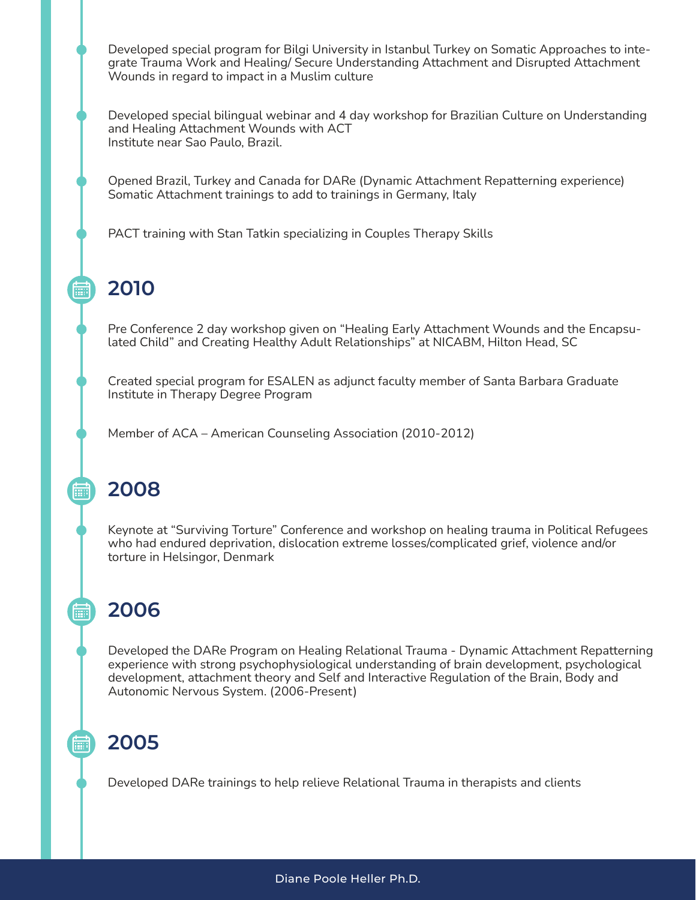- Developed special program for Bilgi University in Istanbul Turkey on Somatic Approaches to integrate Trauma Work and Healing/ Secure Understanding Attachment and Disrupted Attachment Wounds in regard to impact in a Muslim culture

- Developed special bilingual webinar and 4 day workshop for Brazilian Culture on Understanding and Healing Attachment Wounds with ACT Institute near Sao Paulo, Brazil.

- Opened Brazil, Turkey and Canada for DARe (Dynamic Attachment Repatterning experience) Somatic Attachment trainings to add to trainings in Germany, Italy

- PACT training with Stan Tatkin specializing in Couples Therapy Skills

## 2010

- Pre Conference 2 day workshop given on "Healing Early Attachment Wounds and the Encapsulated Child" and Creating Healthy Adult Relationships" at NICABM, Hilton Head, SC

- Created special program for ESALEN as adjunct faculty member of Santa Barbara Graduate Institute in Therapy Degree Program

- Member of ACA – American Counseling Association (2010-2012)

## 2008

- Keynote at "Surviving Torture" Conference and workshop on healing trauma in Political Refugees who had endured deprivation, dislocation extreme losses/complicated grief, violence and/or torture in Helsingor, Denmark

## 2006

- Developed the DARe Program on Healing Relational Trauma - Dynamic Attachment Repatterning experience with strong psychophysiological understanding of brain development, psychological development, attachment theory and Self and Interactive Regulation of the Brain, Body and Autonomic Nervous System. (2006-Present)

## 2005

- Developed DARe trainings to help relieve Relational Trauma in therapists and clients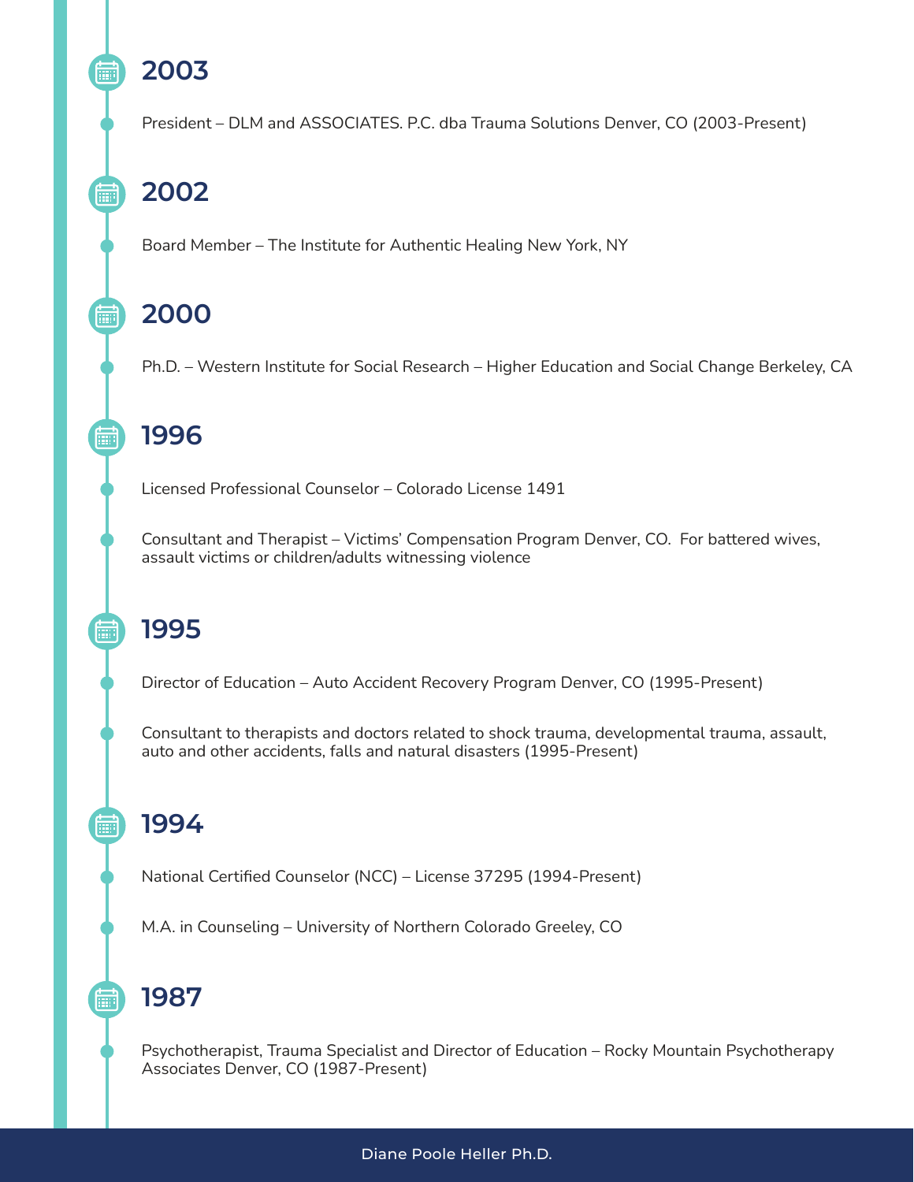## 2003

- President – DLM and ASSOCIATES. P.C. dba Trauma Solutions Denver, CO (2003-Present)

## 2002

- Board Member – The Institute for Authentic Healing New York, NY

## 2000

- Ph.D. – Western Institute for Social Research – Higher Education and Social Change Berkeley, CA

## 1996

- Licensed Professional Counselor – Colorado License 1491
- Consultant and Therapist – Victims' Compensation Program Denver, CO. For battered wives, assault victims or children/adults witnessing violence

## 1995

- Director of Education – Auto Accident Recovery Program Denver, CO (1995-Present)
- Consultant to therapists and doctors related to shock trauma, developmental trauma, assault, auto and other accidents, falls and natural disasters (1995-Present)

## 1994

- National Certified Counselor (NCC) – License 37295 (1994-Present)
- M.A. in Counseling – University of Northern Colorado Greeley, CO

## 1987

- Psychotherapist, Trauma Specialist and Director of Education – Rocky Mountain Psychotherapy Associates Denver, CO (1987-Present)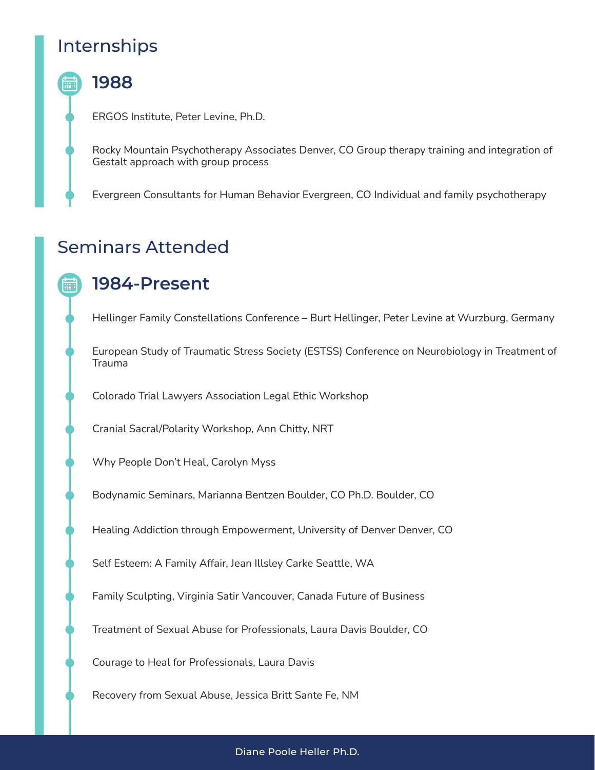## Internships

### 1988

- ERGOS Institute, Peter Levine, Ph.D.
- Rocky Mountain Psychotherapy Associates Denver, CO Group therapy training and integration of Gestalt approach with group process
- Evergreen Consultants for Human Behavior Evergreen, CO Individual and family psychotherapy

## Seminars Attended

### 1984-Present

- Hellinger Family Constellations Conference – Burt Hellinger, Peter Levine at Wurzburg, Germany
- European Study of Traumatic Stress Society (ESTSS) Conference on Neurobiology in Treatment of Trauma
- Colorado Trial Lawyers Association Legal Ethic Workshop
- Cranial Sacral/Polarity Workshop, Ann Chitty, NRT
- Why People Don't Heal, Carolyn Myss
- Bodynamic Seminars, Marianna Bentzen Boulder, CO Ph.D. Boulder, CO
- Healing Addiction through Empowerment, University of Denver Denver, CO
- Self Esteem: A Family Affair, Jean Illsley Carke Seattle, WA
- Family Sculpting, Virginia Satir Vancouver, Canada Future of Business
- Treatment of Sexual Abuse for Professionals, Laura Davis Boulder, CO
- Courage to Heal for Professionals, Laura Davis
- Recovery from Sexual Abuse, Jessica Britt Sante Fe, NM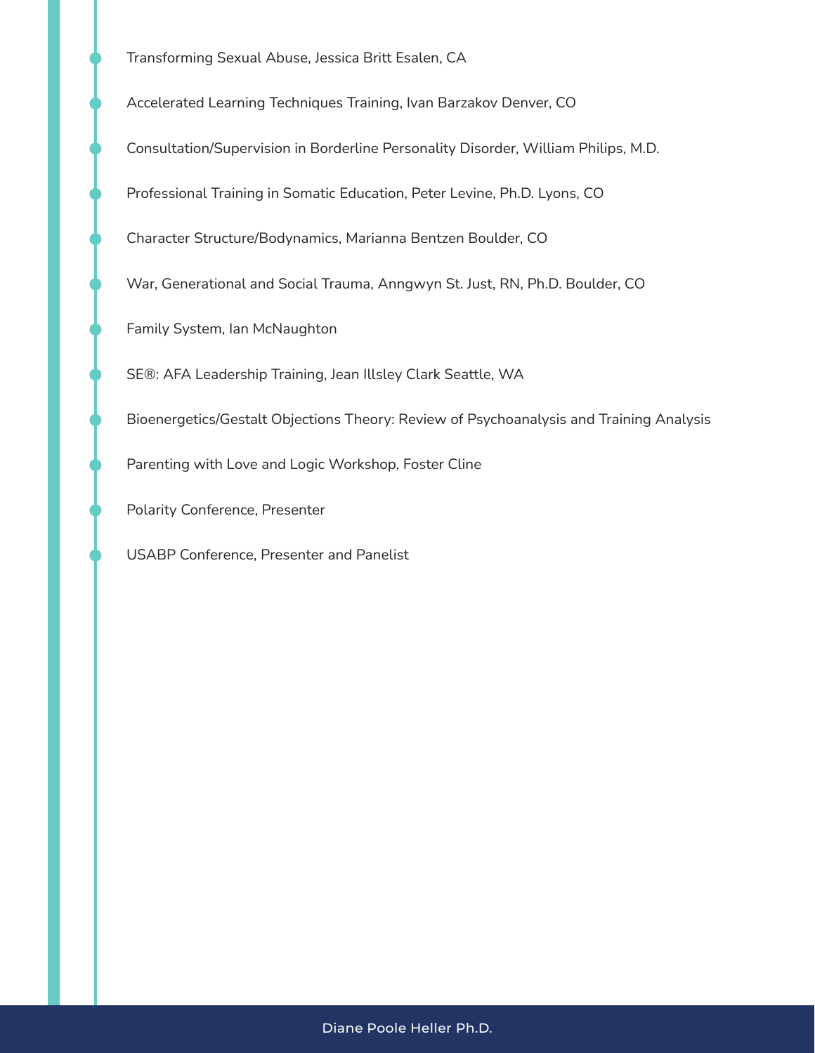- Transforming Sexual Abuse, Jessica Britt Esalen, CA
- Accelerated Learning Techniques Training, Ivan Barzakov Denver, CO
- Consultation/Supervision in Borderline Personality Disorder, William Philips, M.D.
- Professional Training in Somatic Education, Peter Levine, Ph.D. Lyons, CO
- Character Structure/Bodynamics, Marianna Bentzen Boulder, CO
- War, Generational and Social Trauma, Anngwyn St. Just, RN, Ph.D. Boulder, CO
- Family System, Ian McNaughton
- SE®: AFA Leadership Training, Jean Illsley Clark Seattle, WA
- Bioenergetics/Gestalt Objections Theory: Review of Psychoanalysis and Training Analysis
- Parenting with Love and Logic Workshop, Foster Cline
- Polarity Conference, Presenter
- USABP Conference, Presenter and Panelist